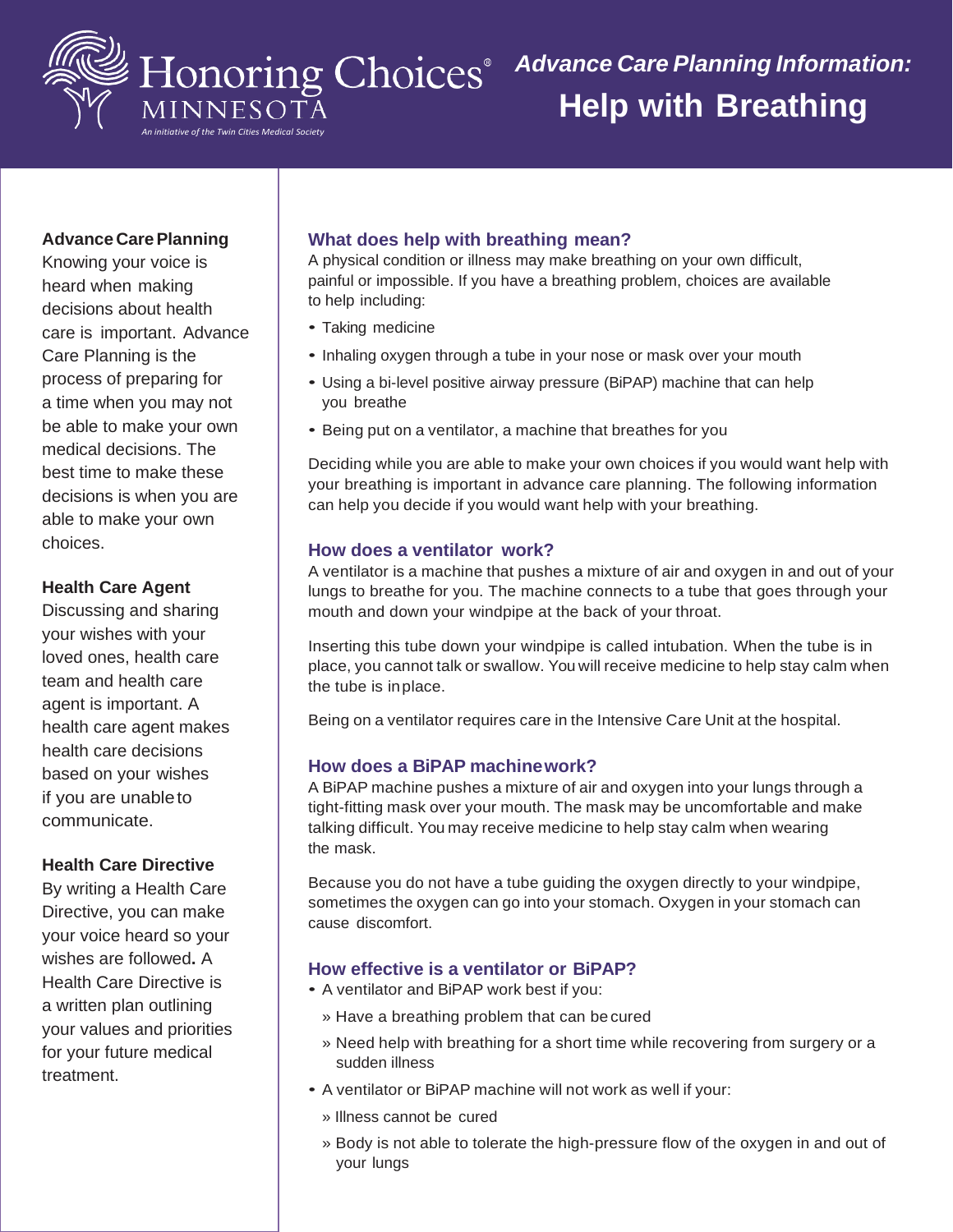Honoring Choices® MINNESOTA

*An initiative of the Twin Cities Medical Society*

# *Advance Care Planning Information:* Help with Breathing

**Advance Care Planning**

Knowing your voice is heard when making decisions about health care is important. Advance Care Planning is the process of preparing for a time when you may not be able to make your own medical decisions. The best time to make these decisions is when you are able to make your own choices.

**Health Care Agent**

Discussing and sharing your wishes with your loved ones, health care team and health care agent is important. A health care agent makes health care decisions based on your wishes if you are unable to communicate.

**Health Care Directive**

By writing a Health Care Directive, you can make your voice heard so your wishes are followed**.** A Health Care Directive is a written plan outlining your values and priorities for your future medical treatment.

## What does help with breathing mean?

A physical condition or illness may make breathing on your own difficult, painful or impossible. If you have a breathing problem, choices are available to help including:

- Taking medicine
- Inhaling oxygen through a tube in your nose or mask over your mouth
- Using a bi-level positive airway pressure (BiPAP) machine that can help you breathe
- Being put on a ventilator, a machine that breathes for you

Deciding while you are able to make your own choices if you would want help with your breathing is important in advance care planning. The following information can help you decide if you would want help with your breathing.

## How does a ventilator work?

A ventilator is a machine that pushes a mixture of air and oxygen in and out of your lungs to breathe for you. The machine connects to a tube that goes through your mouth and down your windpipe at the back of your throat.

Inserting this tube down your windpipe is called intubation. When the tube is in place, you cannot talk or swallow. You will receive medicine to help stay calm when the tube is in place.

Being on a ventilator requires care in the Intensive Care Unit at the hospital.

## How does a BiPAP machine work?

A BiPAP machine pushes a mixture of air and oxygen into your lungs through a tight-fitting mask over your mouth. The mask may be uncomfortable and make talking difficult. You may receive medicine to help stay calm when wearing the mask.

Because you do not have a tube guiding the oxygen directly to your windpipe, sometimes the oxygen can go into your stomach. Oxygen in your stomach can cause discomfort.

## How effective is a ventilator or BiPAP?

- A ventilator and BiPAP work best if you:
  - Have a breathing problem that can be cured
  - Need help with breathing for a short time while recovering from surgery or a sudden illness
- A ventilator or BiPAP machine will not work as well if your:
  - Illness cannot be cured
  - Body is not able to tolerate the high-pressure flow of the oxygen in and out of your lungs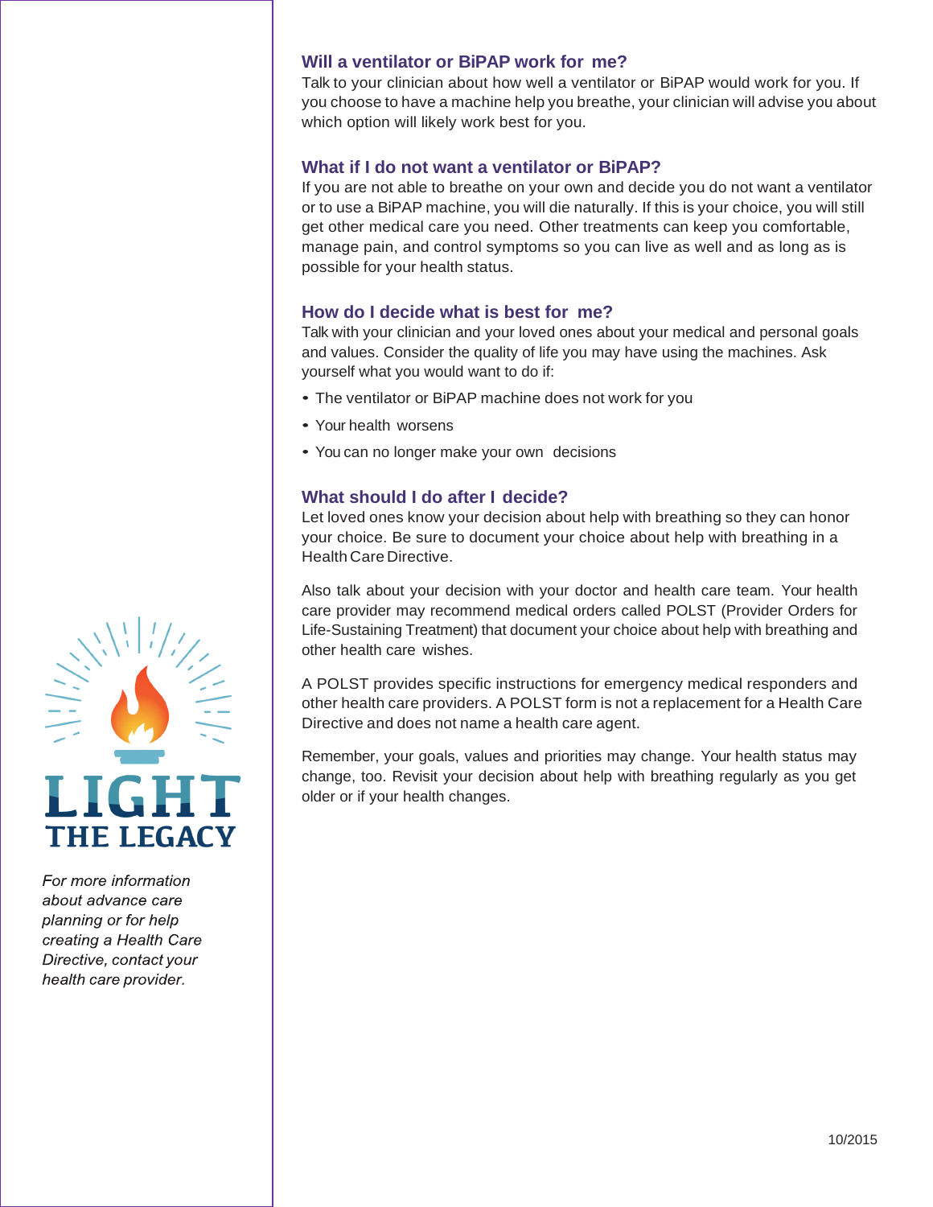## Will a ventilator or BiPAP work for me?

Talk to your clinician about how well a ventilator or BiPAP would work for you. If you choose to have a machine help you breathe, your clinician will advise you about which option will likely work best for you.

## What if I do not want a ventilator or BiPAP?

If you are not able to breathe on your own and decide you do not want a ventilator or to use a BiPAP machine, you will die naturally. If this is your choice, you will still get other medical care you need. Other treatments can keep you comfortable, manage pain, and control symptoms so you can live as well and as long as is possible for your health status.

## How do I decide what is best for me?

Talk with your clinician and your loved ones about your medical and personal goals and values. Consider the quality of life you may have using the machines. Ask yourself what you would want to do if:

- The ventilator or BiPAP machine does not work for you
- Your health worsens
- You can no longer make your own decisions

## What should I do after I decide?

Let loved ones know your decision about help with breathing so they can honor your choice. Be sure to document your choice about help with breathing in a Health Care Directive.

Also talk about your decision with your doctor and health care team. Your health care provider may recommend medical orders called POLST (Provider Orders for Life-Sustaining Treatment) that document your choice about help with breathing and other health care wishes.

A POLST provides specific instructions for emergency medical responders and other health care providers. A POLST form is not a replacement for a Health Care Directive and does not name a health care agent.

Remember, your goals, values and priorities may change. Your health status may change, too. Revisit your decision about help with breathing regularly as you get older or if your health changes.

LIGHT THE LEGACY

*For more information about advance care planning or for help creating a Health Care Directive, contact your health care provider.*

10/2015